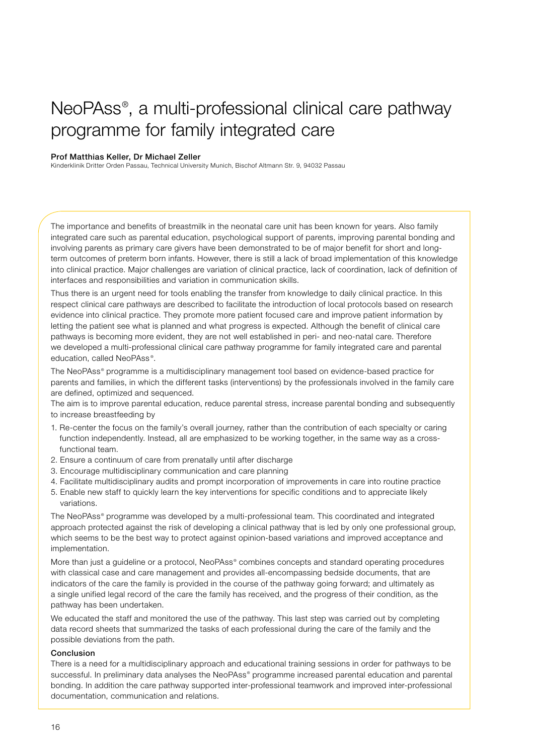# NeoPAss®, a multi-professional clinical care pathway programme for family integrated care

**Prof Matthias Keller, Dr Michael Zeller**

Kinderklinik Dritter Orden Passau, Technical University Munich, Bischof Altmann Str. 9, 94032 Passau

The importance and benefits of breastmilk in the neonatal care unit has been known for years. Also family integrated care such as parental education, psychological support of parents, improving parental bonding and involving parents as primary care givers have been demonstrated to be of major benefit for short and long-term outcomes of preterm born infants. However, there is still a lack of broad implementation of this knowledge into clinical practice. Major challenges are variation of clinical practice, lack of coordination, lack of definition of interfaces and responsibilities and variation in communication skills.

Thus there is an urgent need for tools enabling the transfer from knowledge to daily clinical practice. In this respect clinical care pathways are described to facilitate the introduction of local protocols based on research evidence into clinical practice. They promote more patient focused care and improve patient information by letting the patient see what is planned and what progress is expected. Although the benefit of clinical care pathways is becoming more evident, they are not well established in peri- and neo-natal care. Therefore we developed a multi-professional clinical care pathway programme for family integrated care and parental education, called NeoPAss®.

The NeoPAss® programme is a multidisciplinary management tool based on evidence-based practice for parents and families, in which the different tasks (interventions) by the professionals involved in the family care are defined, optimized and sequenced.

The aim is to improve parental education, reduce parental stress, increase parental bonding and subsequently to increase breastfeeding by

1. Re-center the focus on the family's overall journey, rather than the contribution of each specialty or caring function independently. Instead, all are emphasized to be working together, in the same way as a cross-functional team.
2. Ensure a continuum of care from prenatally until after discharge
3. Encourage multidisciplinary communication and care planning
4. Facilitate multidisciplinary audits and prompt incorporation of improvements in care into routine practice
5. Enable new staff to quickly learn the key interventions for specific conditions and to appreciate likely variations.

The NeoPAss® programme was developed by a multi-professional team. This coordinated and integrated approach protected against the risk of developing a clinical pathway that is led by only one professional group, which seems to be the best way to protect against opinion-based variations and improved acceptance and implementation.

More than just a guideline or a protocol, NeoPAss® combines concepts and standard operating procedures with classical case and care management and provides all-encompassing bedside documents, that are indicators of the care the family is provided in the course of the pathway going forward; and ultimately as a single unified legal record of the care the family has received, and the progress of their condition, as the pathway has been undertaken.

We educated the staff and monitored the use of the pathway. This last step was carried out by completing data record sheets that summarized the tasks of each professional during the care of the family and the possible deviations from the path.

**Conclusion**

There is a need for a multidisciplinary approach and educational training sessions in order for pathways to be successful. In preliminary data analyses the NeoPAss® programme increased parental education and parental bonding. In addition the care pathway supported inter-professional teamwork and improved inter-professional documentation, communication and relations.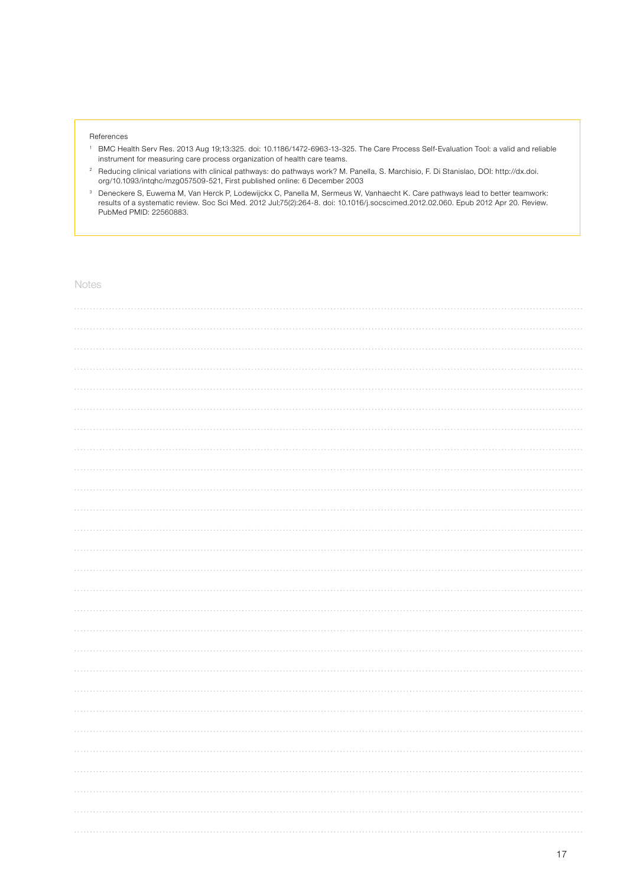References

1. BMC Health Serv Res. 2013 Aug 19;13:325. doi: 10.1186/1472-6963-13-325. The Care Process Self-Evaluation Tool: a valid and reliable instrument for measuring care process organization of health care teams.
2. Reducing clinical variations with clinical pathways: do pathways work? M. Panella, S. Marchisio, F. Di Stanislao, DOI: http://dx.doi.org/10.1093/intqhc/mzg057509-521, First published online: 6 December 2003
3. Deneckere S, Euwema M, Van Herck P, Lodewijckx C, Panella M, Sermeus W, Vanhaecht K. Care pathways lead to better teamwork: results of a systematic review. Soc Sci Med. 2012 Jul;75(2):264-8. doi: 10.1016/j.socscimed.2012.02.060. Epub 2012 Apr 20. Review. PubMed PMID: 22560883.

Notes